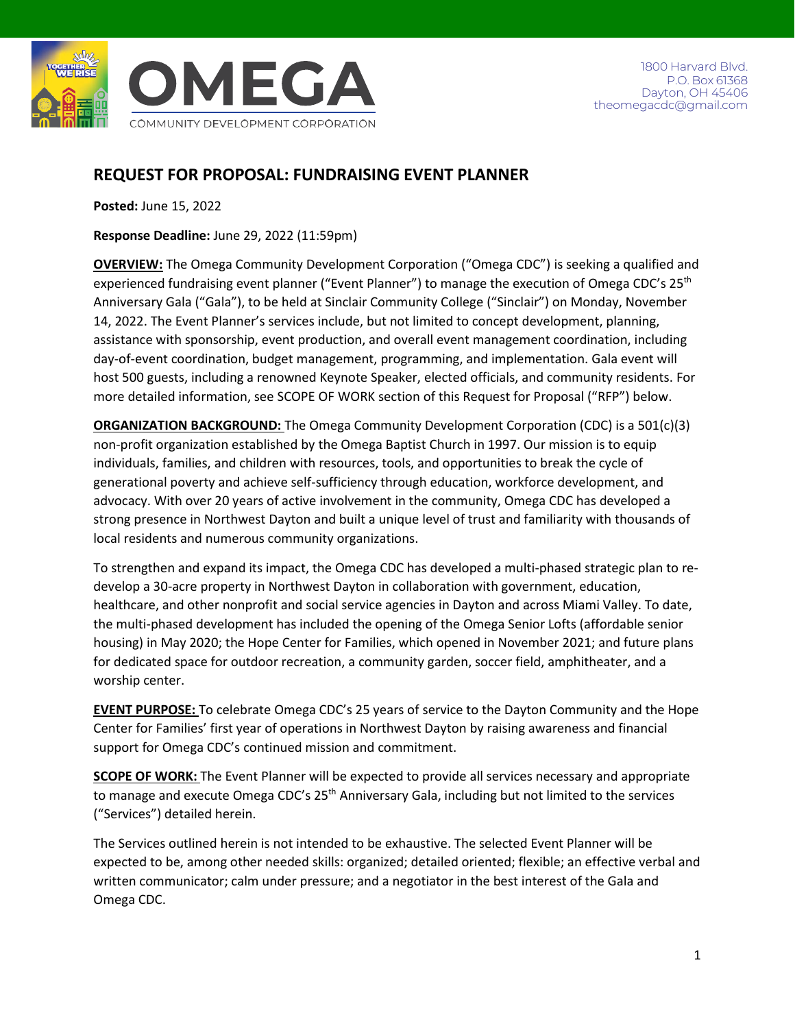OMEGA

COMMUNITY DEVELOPMENT CORPORATION

1800 Harvard Blvd.
P.O. Box 61368
Dayton, OH 45406
theomegacdc@gmail.com

# REQUEST FOR PROPOSAL: FUNDRAISING EVENT PLANNER

**Posted:** June 15, 2022

**Response Deadline:** June 29, 2022 (11:59pm)

**OVERVIEW:** The Omega Community Development Corporation ("Omega CDC") is seeking a qualified and experienced fundraising event planner ("Event Planner") to manage the execution of Omega CDC's 25th Anniversary Gala ("Gala"), to be held at Sinclair Community College ("Sinclair") on Monday, November 14, 2022. The Event Planner's services include, but not limited to concept development, planning, assistance with sponsorship, event production, and overall event management coordination, including day-of-event coordination, budget management, programming, and implementation. Gala event will host 500 guests, including a renowned Keynote Speaker, elected officials, and community residents. For more detailed information, see SCOPE OF WORK section of this Request for Proposal ("RFP") below.

**ORGANIZATION BACKGROUND:** The Omega Community Development Corporation (CDC) is a 501(c)(3) non-profit organization established by the Omega Baptist Church in 1997. Our mission is to equip individuals, families, and children with resources, tools, and opportunities to break the cycle of generational poverty and achieve self-sufficiency through education, workforce development, and advocacy. With over 20 years of active involvement in the community, Omega CDC has developed a strong presence in Northwest Dayton and built a unique level of trust and familiarity with thousands of local residents and numerous community organizations.

To strengthen and expand its impact, the Omega CDC has developed a multi-phased strategic plan to re-develop a 30-acre property in Northwest Dayton in collaboration with government, education, healthcare, and other nonprofit and social service agencies in Dayton and across Miami Valley. To date, the multi-phased development has included the opening of the Omega Senior Lofts (affordable senior housing) in May 2020; the Hope Center for Families, which opened in November 2021; and future plans for dedicated space for outdoor recreation, a community garden, soccer field, amphitheater, and a worship center.

**EVENT PURPOSE:** To celebrate Omega CDC's 25 years of service to the Dayton Community and the Hope Center for Families' first year of operations in Northwest Dayton by raising awareness and financial support for Omega CDC's continued mission and commitment.

**SCOPE OF WORK:** The Event Planner will be expected to provide all services necessary and appropriate to manage and execute Omega CDC's 25th Anniversary Gala, including but not limited to the services ("Services") detailed herein.

The Services outlined herein is not intended to be exhaustive. The selected Event Planner will be expected to be, among other needed skills: organized; detailed oriented; flexible; an effective verbal and written communicator; calm under pressure; and a negotiator in the best interest of the Gala and Omega CDC.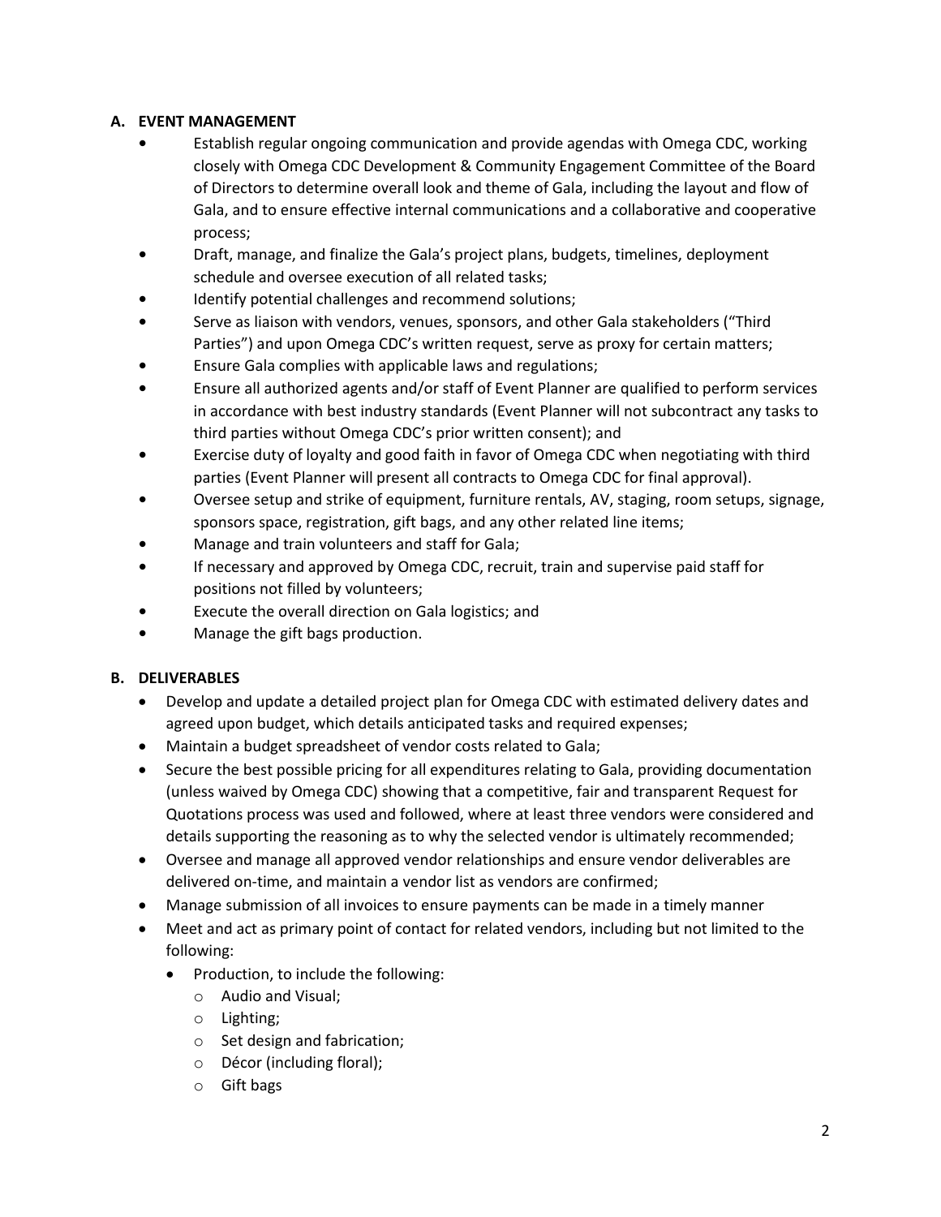### A. EVENT MANAGEMENT

- Establish regular ongoing communication and provide agendas with Omega CDC, working closely with Omega CDC Development & Community Engagement Committee of the Board of Directors to determine overall look and theme of Gala, including the layout and flow of Gala, and to ensure effective internal communications and a collaborative and cooperative process;
- Draft, manage, and finalize the Gala's project plans, budgets, timelines, deployment schedule and oversee execution of all related tasks;
- Identify potential challenges and recommend solutions;
- Serve as liaison with vendors, venues, sponsors, and other Gala stakeholders ("Third Parties") and upon Omega CDC's written request, serve as proxy for certain matters;
- Ensure Gala complies with applicable laws and regulations;
- Ensure all authorized agents and/or staff of Event Planner are qualified to perform services in accordance with best industry standards (Event Planner will not subcontract any tasks to third parties without Omega CDC's prior written consent); and
- Exercise duty of loyalty and good faith in favor of Omega CDC when negotiating with third parties (Event Planner will present all contracts to Omega CDC for final approval).
- Oversee setup and strike of equipment, furniture rentals, AV, staging, room setups, signage, sponsors space, registration, gift bags, and any other related line items;
- Manage and train volunteers and staff for Gala;
- If necessary and approved by Omega CDC, recruit, train and supervise paid staff for positions not filled by volunteers;
- Execute the overall direction on Gala logistics; and
- Manage the gift bags production.

### B. DELIVERABLES

- Develop and update a detailed project plan for Omega CDC with estimated delivery dates and agreed upon budget, which details anticipated tasks and required expenses;
- Maintain a budget spreadsheet of vendor costs related to Gala;
- Secure the best possible pricing for all expenditures relating to Gala, providing documentation (unless waived by Omega CDC) showing that a competitive, fair and transparent Request for Quotations process was used and followed, where at least three vendors were considered and details supporting the reasoning as to why the selected vendor is ultimately recommended;
- Oversee and manage all approved vendor relationships and ensure vendor deliverables are delivered on-time, and maintain a vendor list as vendors are confirmed;
- Manage submission of all invoices to ensure payments can be made in a timely manner
- Meet and act as primary point of contact for related vendors, including but not limited to the following:
  - Production, to include the following:
    - Audio and Visual;
    - Lighting;
    - Set design and fabrication;
    - Décor (including floral);
    - Gift bags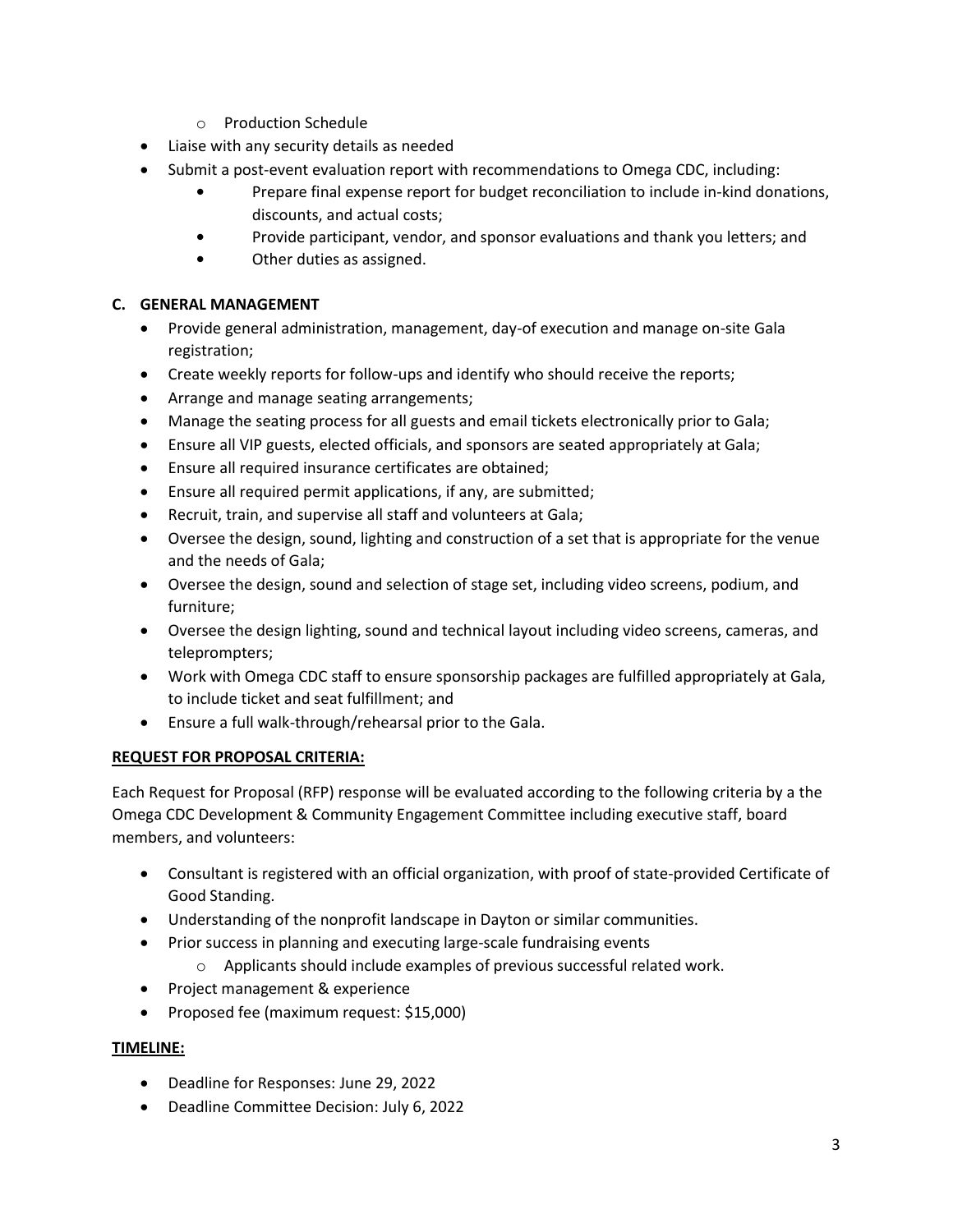- Production Schedule
- Liaise with any security details as needed
- Submit a post-event evaluation report with recommendations to Omega CDC, including:
    - Prepare final expense report for budget reconciliation to include in-kind donations, discounts, and actual costs;
    - Provide participant, vendor, and sponsor evaluations and thank you letters; and
    - Other duties as assigned.

### C. GENERAL MANAGEMENT

- Provide general administration, management, day-of execution and manage on-site Gala registration;
- Create weekly reports for follow-ups and identify who should receive the reports;
- Arrange and manage seating arrangements;
- Manage the seating process for all guests and email tickets electronically prior to Gala;
- Ensure all VIP guests, elected officials, and sponsors are seated appropriately at Gala;
- Ensure all required insurance certificates are obtained;
- Ensure all required permit applications, if any, are submitted;
- Recruit, train, and supervise all staff and volunteers at Gala;
- Oversee the design, sound, lighting and construction of a set that is appropriate for the venue and the needs of Gala;
- Oversee the design, sound and selection of stage set, including video screens, podium, and furniture;
- Oversee the design lighting, sound and technical layout including video screens, cameras, and teleprompters;
- Work with Omega CDC staff to ensure sponsorship packages are fulfilled appropriately at Gala, to include ticket and seat fulfillment; and
- Ensure a full walk-through/rehearsal prior to the Gala.

## REQUEST FOR PROPOSAL CRITERIA:

Each Request for Proposal (RFP) response will be evaluated according to the following criteria by a the Omega CDC Development & Community Engagement Committee including executive staff, board members, and volunteers:

- Consultant is registered with an official organization, with proof of state-provided Certificate of Good Standing.
- Understanding of the nonprofit landscape in Dayton or similar communities.
- Prior success in planning and executing large-scale fundraising events
    - Applicants should include examples of previous successful related work.
- Project management & experience
- Proposed fee (maximum request: $15,000)

## TIMELINE:

- Deadline for Responses: June 29, 2022
- Deadline Committee Decision: July 6, 2022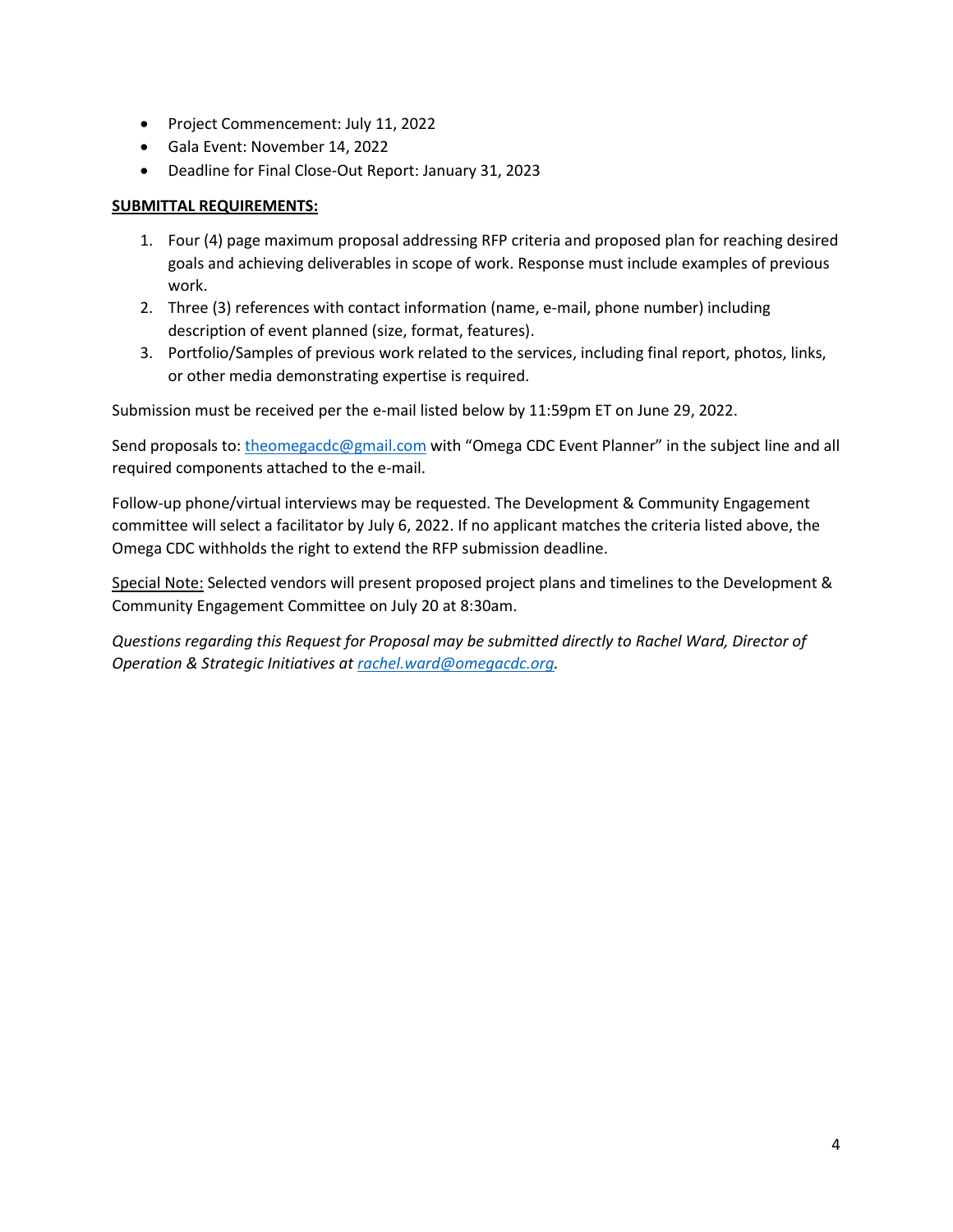- Project Commencement: July 11, 2022
- Gala Event: November 14, 2022
- Deadline for Final Close-Out Report: January 31, 2023

**SUBMITTAL REQUIREMENTS:**

1. Four (4) page maximum proposal addressing RFP criteria and proposed plan for reaching desired goals and achieving deliverables in scope of work. Response must include examples of previous work.
2. Three (3) references with contact information (name, e-mail, phone number) including description of event planned (size, format, features).
3. Portfolio/Samples of previous work related to the services, including final report, photos, links, or other media demonstrating expertise is required.

Submission must be received per the e-mail listed below by 11:59pm ET on June 29, 2022.

Send proposals to: theomegacdc@gmail.com with "Omega CDC Event Planner" in the subject line and all required components attached to the e-mail.

Follow-up phone/virtual interviews may be requested. The Development & Community Engagement committee will select a facilitator by July 6, 2022. If no applicant matches the criteria listed above, the Omega CDC withholds the right to extend the RFP submission deadline.

Special Note: Selected vendors will present proposed project plans and timelines to the Development & Community Engagement Committee on July 20 at 8:30am.

*Questions regarding this Request for Proposal may be submitted directly to Rachel Ward, Director of Operation & Strategic Initiatives at rachel.ward@omegacdc.org.*